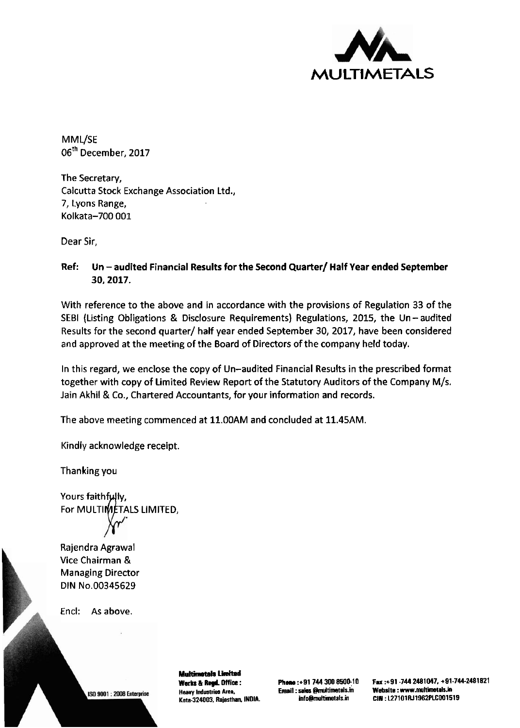MULTIMETALS

MML/SE
06th December, 2017

The Secretary,
Calcutta Stock Exchange Association Ltd.,
7, Lyons Range,
Kolkata–700 001

Dear Sir,

**Ref: Un – audited Financial Results for the Second Quarter/ Half Year ended September 30, 2017.**

With reference to the above and in accordance with the provisions of Regulation 33 of the SEBI (Listing Obligations & Disclosure Requirements) Regulations, 2015, the Un – audited Results for the second quarter/ half year ended September 30, 2017, have been considered and approved at the meeting of the Board of Directors of the company held today.

In this regard, we enclose the copy of Un–audited Financial Results in the prescribed format together with copy of Limited Review Report of the Statutory Auditors of the Company M/s. Jain Akhil & Co., Chartered Accountants, for your information and records.

The above meeting commenced at 11.00AM and concluded at 11.45AM.

Kindly acknowledge receipt.

Thanking you

Yours faithfully,
For MULTIMETALS LIMITED,

Rajendra Agrawal
Vice Chairman &
Managing Director
DIN No.00345629

Encl: As above.

ISO 9001 : 2008 Enterprise

**Multimetals Limited**
**Works & Regd. Office:**
Heavy Industries Area,
Kota-324003, Rajasthan, INDIA.

Phone :+91 744 300 8500-10
Email : sales @multimetals.in
info@multimetals.in

Fax :+91 -744 2481047, +91-744-2481821
Website : www.multimetals.in
CIN : L27101RJ1962PLC001519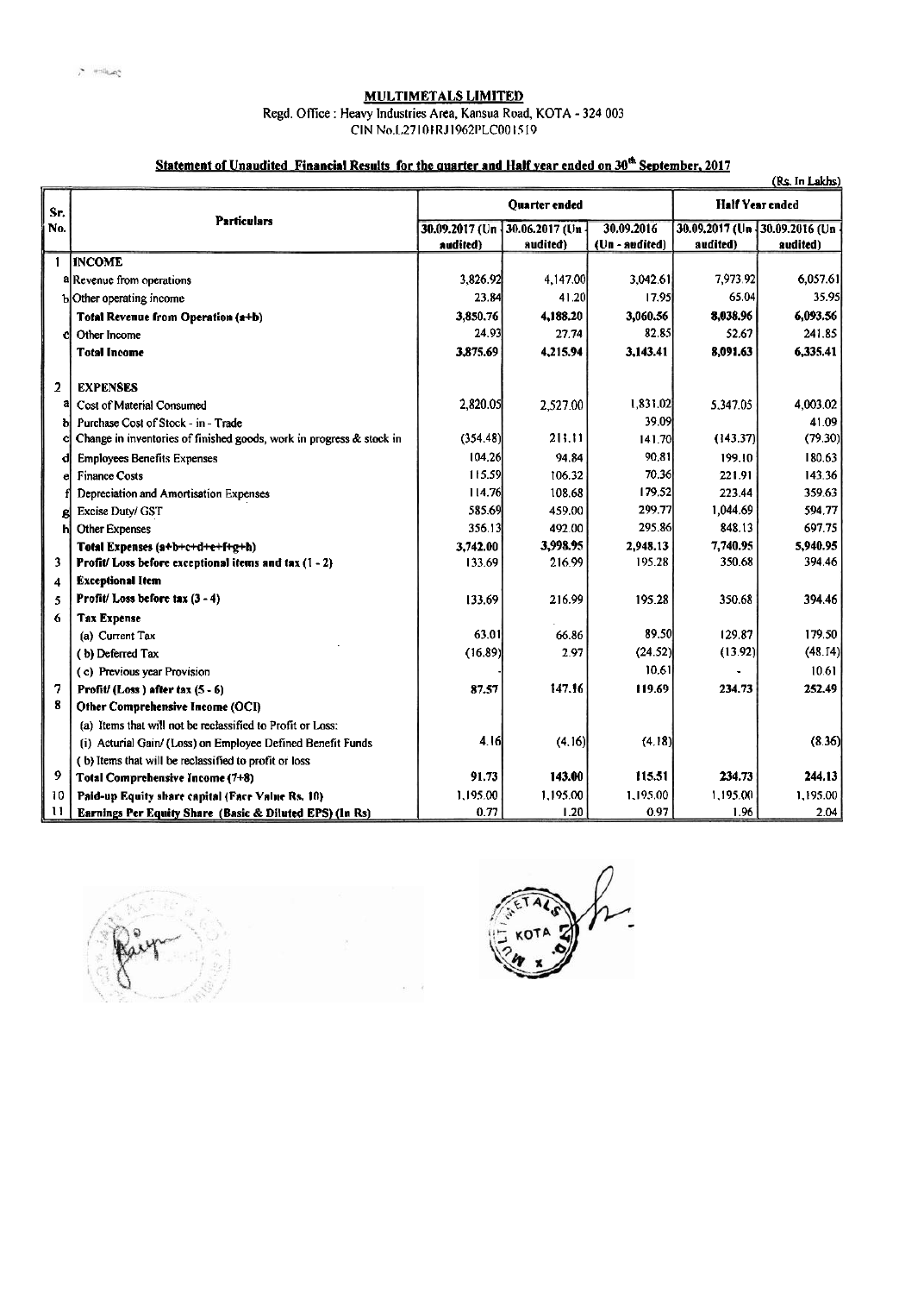## MULTIMETALS LIMITED

Regd. Office : Heavy Industries Area, Kansua Road, KOTA - 324 003
CIN No.L27101RJ1962PLC001519

### Statement of Unaudited Financial Results for the quarter and Half year ended on 30th September, 2017

(Rs. In Lakhs)

| Sr. No. | Particulars | Quarter ended | | | Half Year ended | |
|---|---|---|---|---|---|---|
| | | 30.09.2017 (Un - audited) | 30.06.2017 (Un - audited) | 30.09.2016 (Un - audited) | 30.09.2017 (Un - audited) | 30.09.2016 (Un - audited) |
| 1 | **INCOME** | | | | | |
| a | Revenue from operations | 3,826.92 | 4,147.00 | 3,042.61 | 7,973.92 | 6,057.61 |
| b | Other operating income | 23.84 | 41.20 | 17.95 | 65.04 | 35.95 |
| | **Total Revenue from Operation (a+b)** | 3,850.76 | 4,188.20 | 3,060.56 | 8,038.96 | 6,093.56 |
| c | Other Income | 24.93 | 27.74 | 82.85 | 52.67 | 241.85 |
| | **Total Income** | 3,875.69 | 4,215.94 | 3,143.41 | 8,091.63 | 6,335.41 |
| 2 | **EXPENSES** | | | | | |
| a | Cost of Material Consumed | 2,820.05 | 2,527.00 | 1,831.02 | 5,347.05 | 4,003.02 |
| b | Purchase Cost of Stock - in - Trade | | | 39.09 | | 41.09 |
| c | Change in inventories of finished goods, work in progress & stock in | (354.48) | 211.11 | 141.70 | (143.37) | (79.30) |
| d | Employees Benefits Expenses | 104.26 | 94.84 | 90.81 | 199.10 | 180.63 |
| e | Finance Costs | 115.59 | 106.32 | 70.36 | 221.91 | 143.36 |
| f | Depreciation and Amortisation Expenses | 114.76 | 108.68 | 179.52 | 223.44 | 359.63 |
| g | Excise Duty/ GST | 585.69 | 459.00 | 299.77 | 1,044.69 | 594.77 |
| h | Other Expenses | 356.13 | 492.00 | 295.86 | 848.13 | 697.75 |
| | **Total Expenses (a+b+c+d+e+f+g+h)** | 3,742.00 | 3,998.95 | 2,948.13 | 7,740.95 | 5,940.95 |
| 3 | **Profit/ Loss before exceptional items and tax (1 - 2)** | 133.69 | 216.99 | 195.28 | 350.68 | 394.46 |
| 4 | **Exceptional Item** | | | | | |
| 5 | **Profit/ Loss before tax (3 - 4)** | 133.69 | 216.99 | 195.28 | 350.68 | 394.46 |
| 6 | **Tax Expense** | | | | | |
| | (a) Current Tax | 63.01 | 66.86 | 89.50 | 129.87 | 179.50 |
| | ( b) Deferred Tax | (16.89) | 2.97 | (24.52) | (13.92) | (48.14) |
| | ( c) Previous year Provision | | | 10.61 | - | 10.61 |
| 7 | **Profit/ (Loss ) after tax (5 - 6)** | 87.57 | 147.16 | 119.69 | 234.73 | 252.49 |
| 8 | **Other Comprehensive Income (OCI)** | | | | | |
| | (a) Items that will not be reclassified to Profit or Loss: | | | | | |
| | (i) Acturial Gain/ (Loss) on Employee Defined Benefit Funds | 4.16 | (4.16) | (4.18) | | (8.36) |
| | ( b) Items that will be reclassified to profit or loss | | | | | |
| 9 | **Total Comprehensive Income (7+8)** | 91.73 | 143.00 | 115.51 | 234.73 | 244.13 |
| 10 | **Paid-up Equity share capital (Face Value Rs. 10)** | 1,195.00 | 1,195.00 | 1,195.00 | 1,195.00 | 1,195.00 |
| 11 | **Earnings Per Equity Share (Basic & Diluted EPS) (In Rs)** | 0.77 | 1.20 | 0.97 | 1.96 | 2.04 |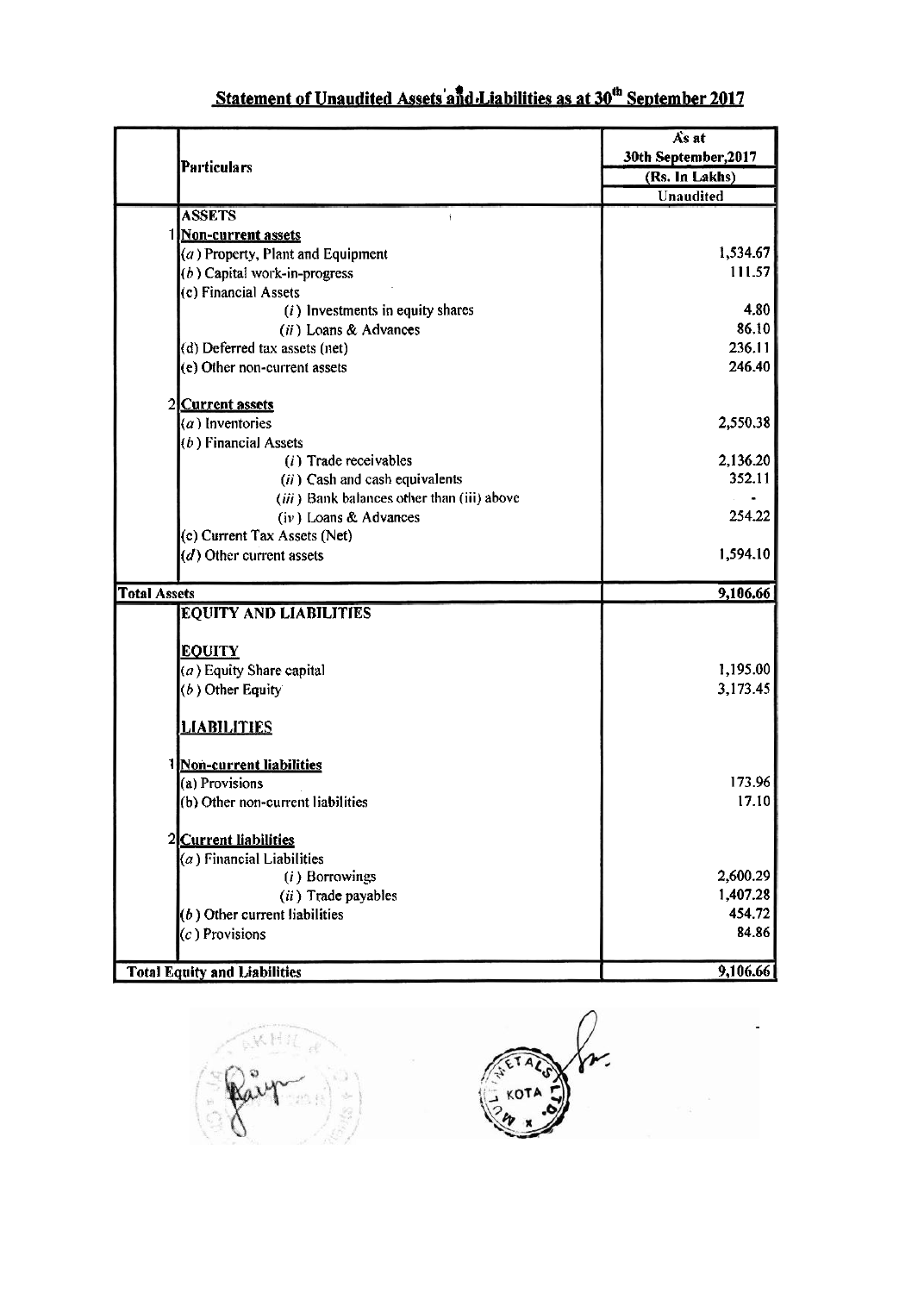## Statement of Unaudited Assets and Liabilities as at 30[th] September 2017

| | Particulars | As at 30th September,2017 (Rs. In Lakhs) Unaudited |
|---|---|---|
| | **ASSETS** | |
| 1 | **Non-current assets** | |
| | (a) Property, Plant and Equipment | 1,534.67 |
| | (b) Capital work-in-progress | 111.57 |
| | (c) Financial Assets | |
| | (i) Investments in equity shares | 4.80 |
| | (ii) Loans & Advances | 86.10 |
| | (d) Deferred tax assets (net) | 236.11 |
| | (e) Other non-current assets | 246.40 |
| 2 | **Current assets** | |
| | (a) Inventories | 2,550.38 |
| | (b) Financial Assets | |
| | (i) Trade receivables | 2,136.20 |
| | (ii) Cash and cash equivalents | 352.11 |
| | (iii) Bank balances other than (iii) above | - |
| | (iv) Loans & Advances | 254.22 |
| | (c) Current Tax Assets (Net) | |
| | (d) Other current assets | 1,594.10 |
| **Total Assets** | | **9,106.66** |
| | **EQUITY AND LIABILITIES** | |
| | **EQUITY** | |
| | (a) Equity Share capital | 1,195.00 |
| | (b) Other Equity | 3,173.45 |
| | **LIABILITIES** | |
| 1 | **Non-current liabilities** | |
| | (a) Provisions | 173.96 |
| | (b) Other non-current liabilities | 17.10 |
| 2 | **Current liabilities** | |
| | (a) Financial Liabilities | |
| | (i) Borrowings | 2,600.29 |
| | (ii) Trade payables | 1,407.28 |
| | (b) Other current liabilities | 454.72 |
| | (c) Provisions | 84.86 |
| **Total Equity and Liabilities** | | **9,106.66** |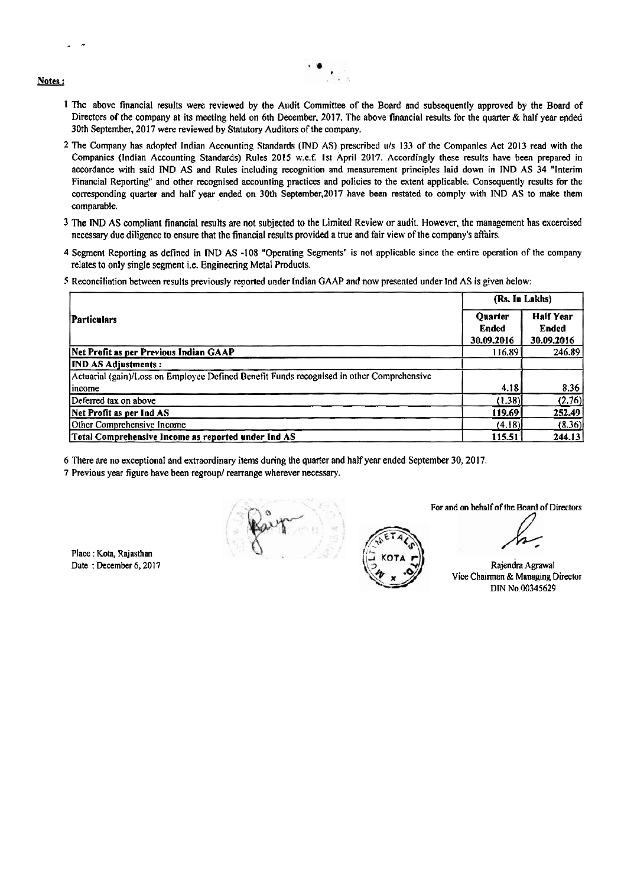**Notes :**

1 The above financial results were reviewed by the Audit Committee of the Board and subsequently approved by the Board of Directors of the company at its meeting held on 6th December, 2017. The above financial results for the quarter & half year ended 30th September, 2017 were reviewed by Statutory Auditors of the company.

2 The Company has adopted Indian Accounting Standards (IND AS) prescribed u/s 133 of the Companies Act 2013 read with the Companies (Indian Accounting Standards) Rules 2015 w.e.f. 1st April 2017. Accordingly these results have been prepared in accordance with said IND AS and Rules including recognition and measurement principles laid down in IND AS 34 "Interim Financial Reporting" and other recognised accounting practices and policies to the extent applicable. Consequently results for the corresponding quarter and half year ended on 30th September,2017 have been restated to comply with IND AS to make them comparable.

3 The IND AS compliant financial results are not subjected to the Limited Review or audit. However, the management has excercised necessary due diligence to ensure that the financial results provided a true and fair view of the company's affairs.

4 Segment Reporting as defined in IND AS -108 "Operating Segments" is not applicable since the entire operation of the company relates to only single segment i.e. Engineering Metal Products.

5 Reconciliation between results previously reported under Indian GAAP and now presented under Ind AS is given below:

| Particulars | (Rs. In Lakhs) | |
|---|---|---|
| | **Quarter Ended 30.09.2016** | **Half Year Ended 30.09.2016** |
| **Net Profit as per Previous Indian GAAP** | 116.89 | 246.89 |
| **IND AS Adjustments :** | | |
| Actuarial (gain)/Loss on Employee Defined Benefit Funds recognised in other Comprehensive income | 4.18 | 8.36 |
| Deferred tax on above | (1.38) | (2.76) |
| **Net Profit as per Ind AS** | 119.69 | 252.49 |
| Other Comprehensive Income | (4.18) | (8.36) |
| **Total Comprehensive Income as reported under Ind AS** | 115.51 | 244.13 |

6 There are no exceptional and extraordinary items during the quarter and half year ended September 30, 2017.

7 Previous year figure have been regroup/ rearrange wherever necessary.

For and on behalf of the Board of Directors

Place : Kota, Rajasthan
Date : December 6, 2017

Rajendra Agrawal
Vice Chairman & Managing Director
DIN No.00345629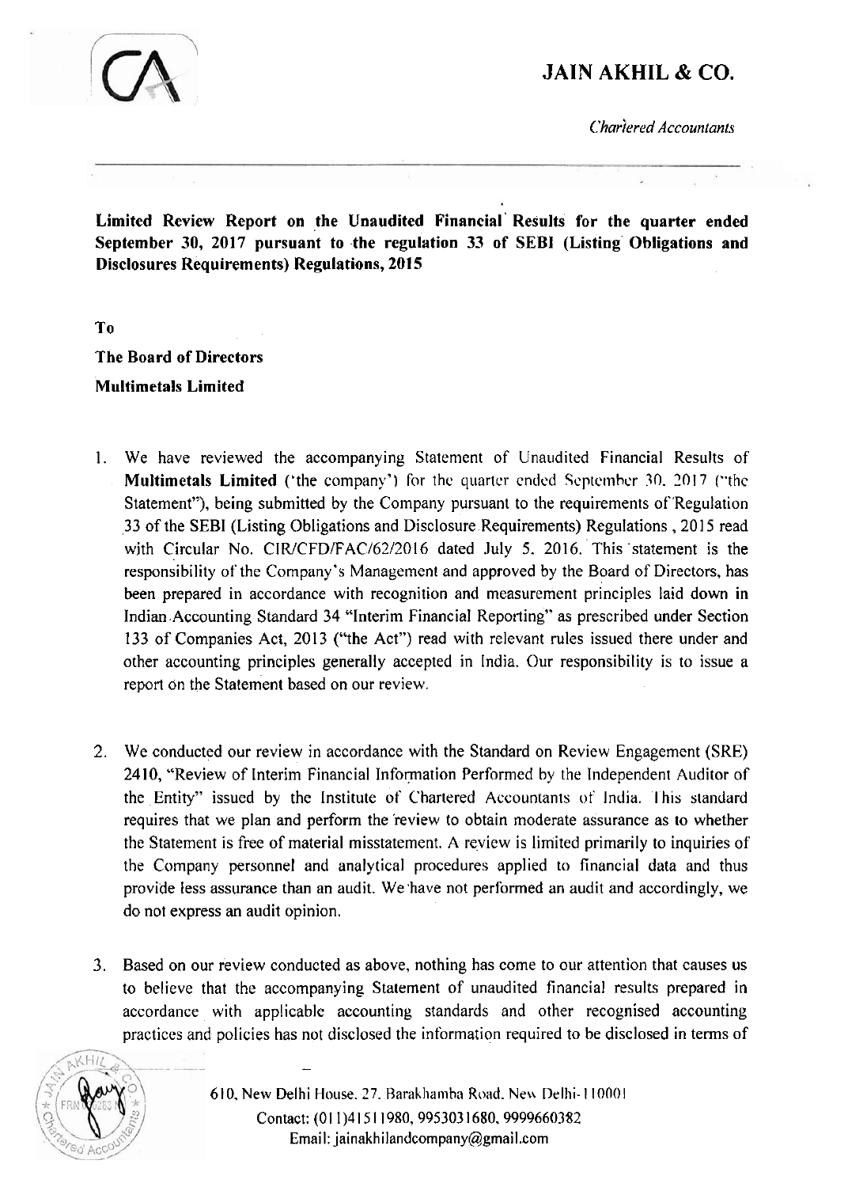# JAIN AKHIL & CO.

*Chartered Accountants*

**Limited Review Report on the Unaudited Financial Results for the quarter ended September 30, 2017 pursuant to the regulation 33 of SEBI (Listing Obligations and Disclosures Requirements) Regulations, 2015**

**To**

**The Board of Directors**

**Multimetals Limited**

1. We have reviewed the accompanying Statement of Unaudited Financial Results of **Multimetals Limited** ('the company') for the quarter ended September 30, 2017 ("the Statement"), being submitted by the Company pursuant to the requirements of Regulation 33 of the SEBI (Listing Obligations and Disclosure Requirements) Regulations , 2015 read with Circular No. CIR/CFD/FAC/62/2016 dated July 5. 2016. This statement is the responsibility of the Company's Management and approved by the Board of Directors, has been prepared in accordance with recognition and measurement principles laid down in Indian Accounting Standard 34 "Interim Financial Reporting" as prescribed under Section 133 of Companies Act, 2013 ("the Act") read with relevant rules issued there under and other accounting principles generally accepted in India. Our responsibility is to issue a report on the Statement based on our review.

2. We conducted our review in accordance with the Standard on Review Engagement (SRE) 2410, "Review of Interim Financial Information Performed by the Independent Auditor of the Entity" issued by the Institute of Chartered Accountants of India. This standard requires that we plan and perform the review to obtain moderate assurance as to whether the Statement is free of material misstatement. A review is limited primarily to inquiries of the Company personnel and analytical procedures applied to financial data and thus provide less assurance than an audit. We have not performed an audit and accordingly, we do not express an audit opinion.

3. Based on our review conducted as above, nothing has come to our attention that causes us to believe that the accompanying Statement of unaudited financial results prepared in accordance with applicable accounting standards and other recognised accounting practices and policies has not disclosed the information required to be disclosed in terms of

610, New Delhi House. 27. Barakhamba Road. New Delhi-110001
Contact: (011)41511980, 9953031680, 9999660382
Email: jainakhilandcompany@gmail.com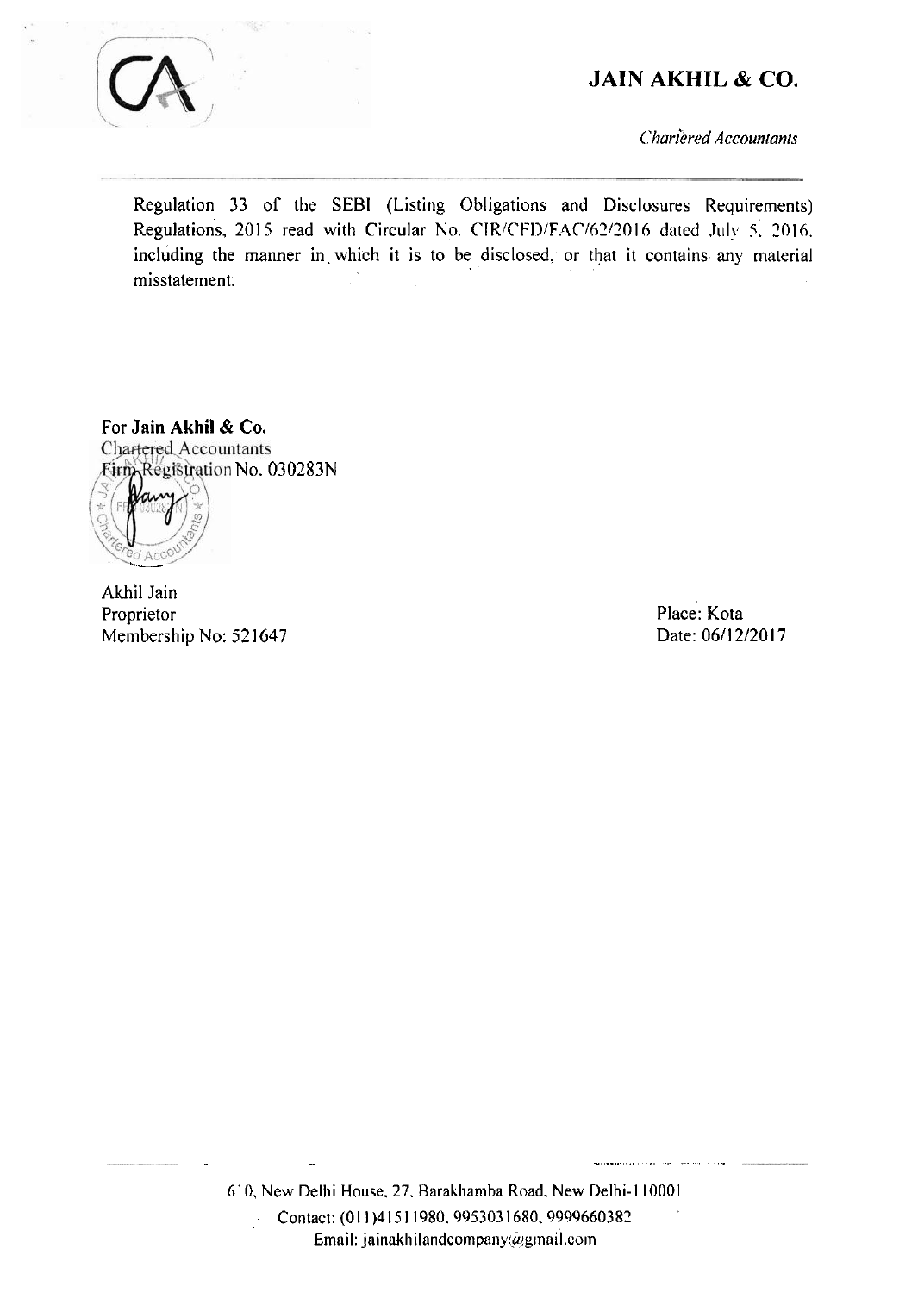# JAIN AKHIL & CO.

*Chartered Accountants*

Regulation 33 of the SEBI (Listing Obligations and Disclosures Requirements) Regulations, 2015 read with Circular No. CIR/CFD/FAC/62/2016 dated July 5, 2016, including the manner in which it is to be disclosed, or that it contains any material misstatement.

For **Jain Akhil & Co.**
Chartered Accountants
Firm Registration No. 030283N

Akhil Jain
Proprietor
Membership No: 521647

Place: Kota
Date: 06/12/2017

610, New Delhi House, 27, Barakhamba Road, New Delhi-110001
Contact: (011)41511980, 9953031680, 9999660382
Email: jainakhilandcompany@gmail.com